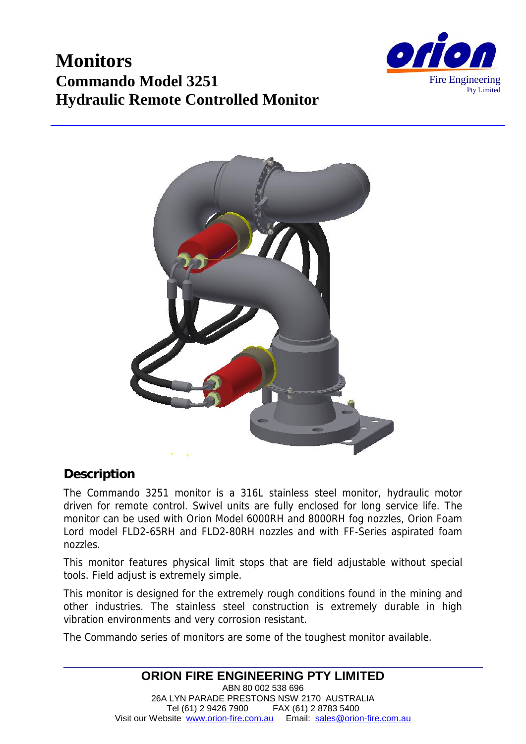# Monitors

## Commando Model 3251
## Hydraulic Remote Controlled Monitor

orion
Fire Engineering
Pty Limited

### Description

The Commando 3251 monitor is a 316L stainless steel monitor, hydraulic motor driven for remote control. Swivel units are fully enclosed for long service life. The monitor can be used with Orion Model 6000RH and 8000RH fog nozzles, Orion Foam Lord model FLD2-65RH and FLD2-80RH nozzles and with FF-Series aspirated foam nozzles.

This monitor features physical limit stops that are field adjustable without special tools. Field adjust is extremely simple.

This monitor is designed for the extremely rough conditions found in the mining and other industries. The stainless steel construction is extremely durable in high vibration environments and very corrosion resistant.

The Commando series of monitors are some of the toughest monitor available.

---

**ORION FIRE ENGINEERING PTY LIMITED**
ABN 80 002 538 696
26A LYN PARADE PRESTONS NSW 2170 AUSTRALIA
Tel (61) 2 9426 7900 FAX (61) 2 8783 5400
Visit our Website www.orion-fire.com.au Email: sales@orion-fire.com.au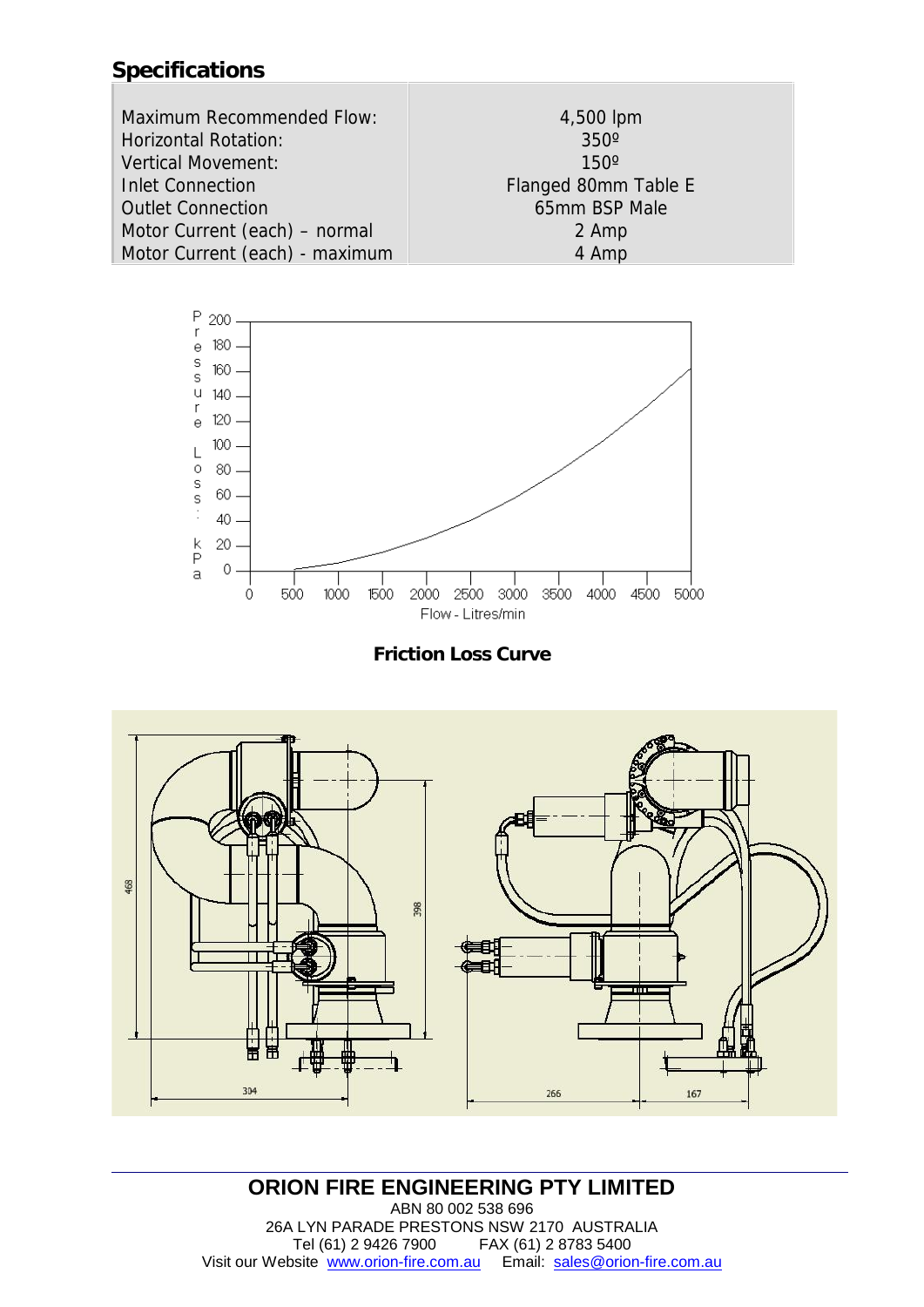## Specifications

| | |
|---|---|
| Maximum Recommended Flow: | 4,500 lpm |
| Horizontal Rotation: | 350º |
| Vertical Movement: | 150º |
| Inlet Connection | Flanged 80mm Table E |
| Outlet Connection | 65mm BSP Male |
| Motor Current (each) – normal | 2 Amp |
| Motor Current (each) - maximum | 4 Amp |

**Friction Loss Curve**

ORION FIRE ENGINEERING PTY LIMITED
ABN 80 002 538 696
26A LYN PARADE PRESTONS NSW 2170 AUSTRALIA
Tel (61) 2 9426 7900 FAX (61) 2 8783 5400
Visit our Website www.orion-fire.com.au Email: sales@orion-fire.com.au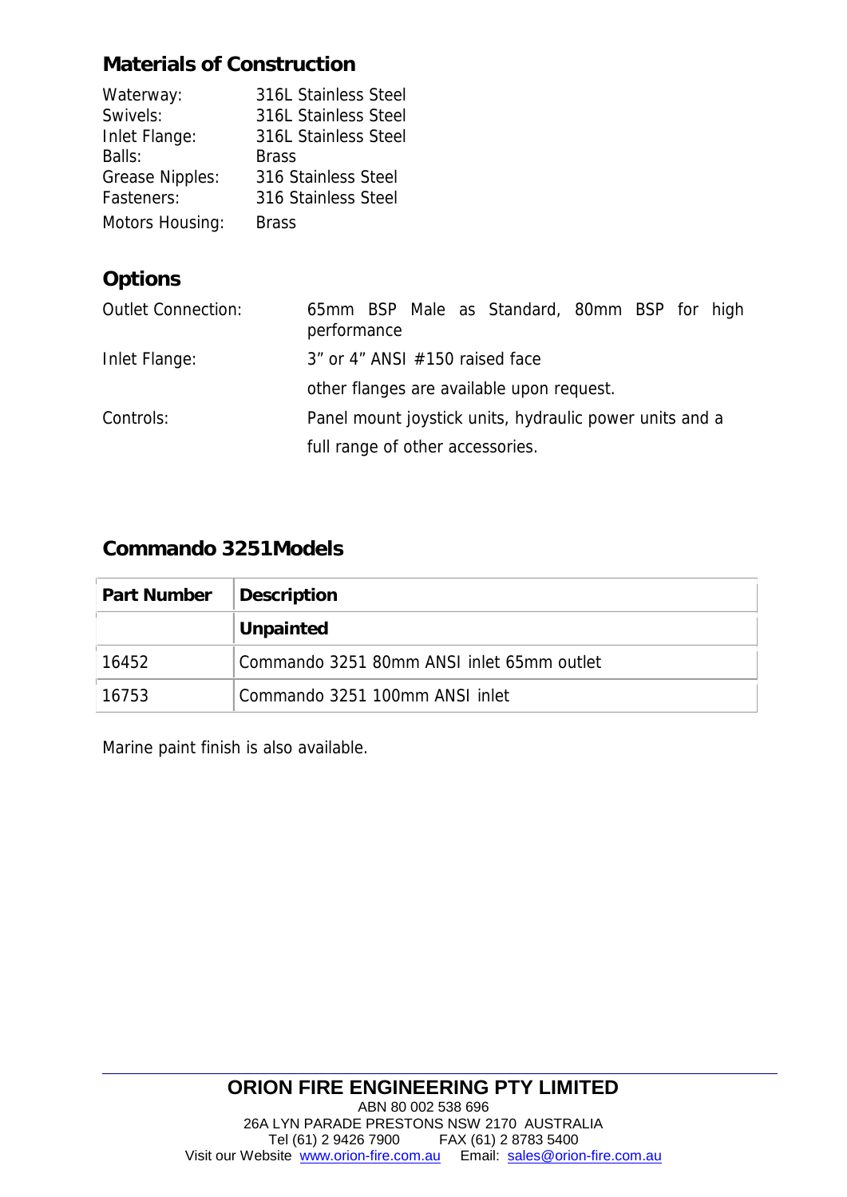## Materials of Construction

| | |
|---|---|
| Waterway: | 316L Stainless Steel |
| Swivels: | 316L Stainless Steel |
| Inlet Flange: | 316L Stainless Steel |
| Balls: | Brass |
| Grease Nipples: | 316 Stainless Steel |
| Fasteners: | 316 Stainless Steel |
| Motors Housing: | Brass |

## Options

| | |
|---|---|
| Outlet Connection: | 65mm BSP Male as Standard, 80mm BSP for high performance |
| Inlet Flange: | 3" or 4" ANSI #150 raised face other flanges are available upon request. |
| Controls: | Panel mount joystick units, hydraulic power units and a full range of other accessories. |

## Commando 3251Models

| Part Number | Description |
|---|---|
| | **Unpainted** |
| 16452 | Commando 3251 80mm ANSI inlet 65mm outlet |
| 16753 | Commando 3251 100mm ANSI inlet |

Marine paint finish is also available.

**ORION FIRE ENGINEERING PTY LIMITED**
ABN 80 002 538 696
26A LYN PARADE PRESTONS NSW 2170 AUSTRALIA
Tel (61) 2 9426 7900 FAX (61) 2 8783 5400
Visit our Website www.orion-fire.com.au Email: sales@orion-fire.com.au